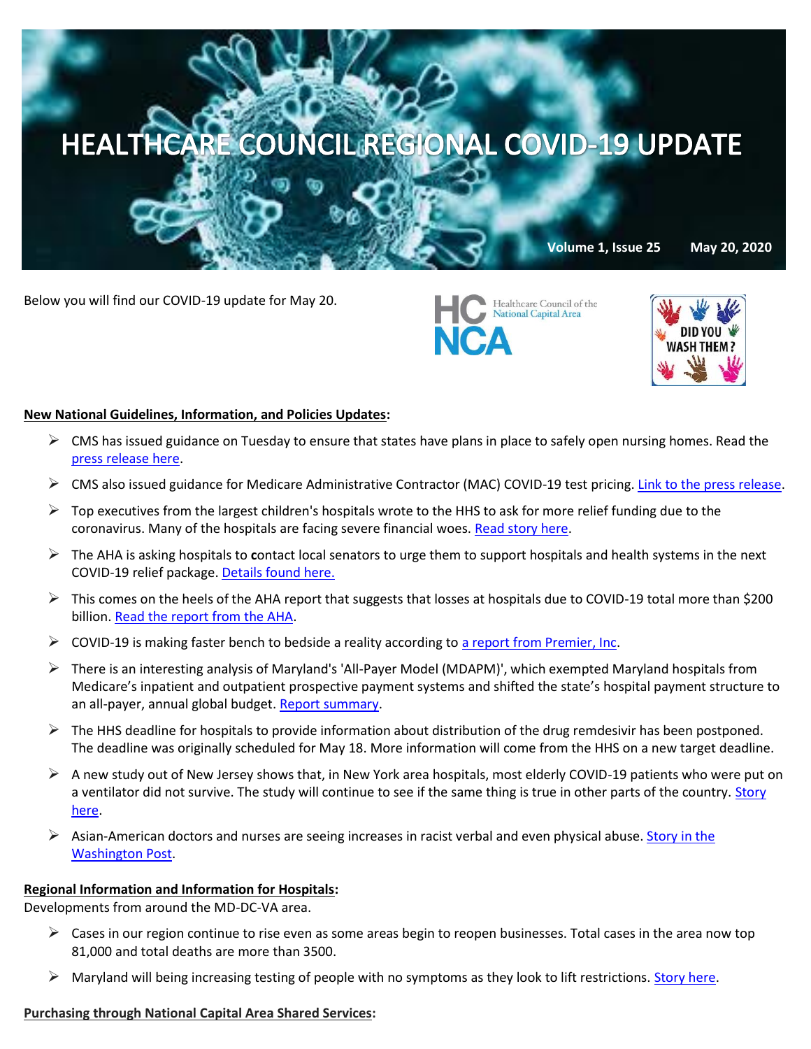# HEALTHCARE COUNCIL REGIONAL COVID-19 UPDATE

**Volume 1, Issue 25 May 20, 2020**

Below you will find our COVID-19 update for May 20.

HC NCA Healthcare Council of the National Capital Area

DID YOU WASH THEM?

**New National Guidelines, Information, and Policies Updates:**

- CMS has issued guidance on Tuesday to ensure that states have plans in place to safely open nursing homes. Read the press release here.
- CMS also issued guidance for Medicare Administrative Contractor (MAC) COVID-19 test pricing. Link to the press release.
- Top executives from the largest children's hospitals wrote to the HHS to ask for more relief funding due to the coronavirus. Many of the hospitals are facing severe financial woes. Read story here.
- The AHA is asking hospitals to **c**ontact local senators to urge them to support hospitals and health systems in the next COVID-19 relief package. Details found here.
- This comes on the heels of the AHA report that suggests that losses at hospitals due to COVID-19 total more than $200 billion. Read the report from the AHA.
- COVID-19 is making faster bench to bedside a reality according to a report from Premier, Inc.
- There is an interesting analysis of Maryland's 'All-Payer Model (MDAPM)', which exempted Maryland hospitals from Medicare's inpatient and outpatient prospective payment systems and shifted the state's hospital payment structure to an all-payer, annual global budget. Report summary.
- The HHS deadline for hospitals to provide information about distribution of the drug remdesivir has been postponed. The deadline was originally scheduled for May 18. More information will come from the HHS on a new target deadline.
- A new study out of New Jersey shows that, in New York area hospitals, most elderly COVID-19 patients who were put on a ventilator did not survive. The study will continue to see if the same thing is true in other parts of the country. Story here.
- Asian-American doctors and nurses are seeing increases in racist verbal and even physical abuse. Story in the Washington Post.

**Regional Information and Information for Hospitals:**

Developments from around the MD-DC-VA area.

- Cases in our region continue to rise even as some areas begin to reopen businesses. Total cases in the area now top 81,000 and total deaths are more than 3500.
- Maryland will being increasing testing of people with no symptoms as they look to lift restrictions. Story here.

**Purchasing through National Capital Area Shared Services:**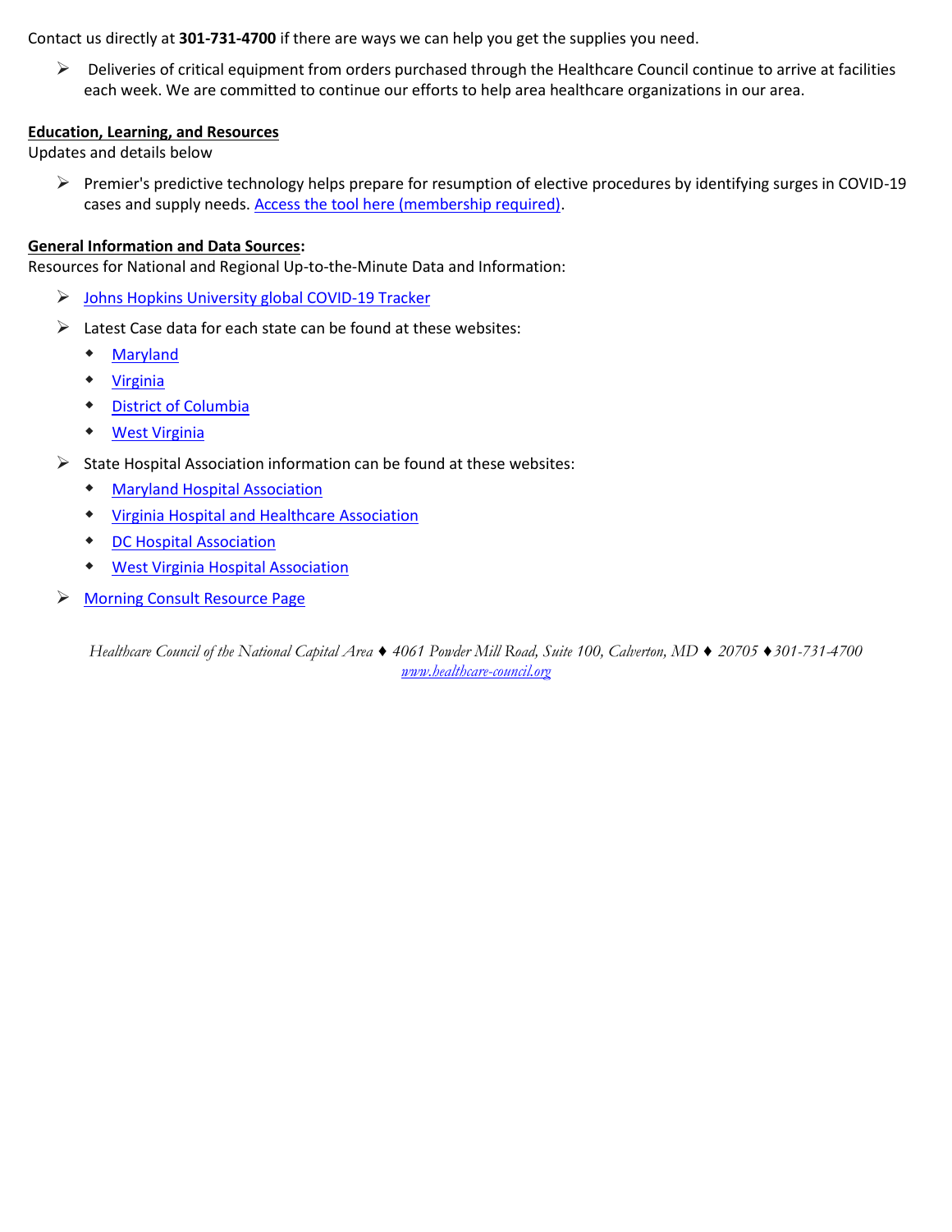Contact us directly at **301-731-4700** if there are ways we can help you get the supplies you need.

- Deliveries of critical equipment from orders purchased through the Healthcare Council continue to arrive at facilities each week. We are committed to continue our efforts to help area healthcare organizations in our area.

**Education, Learning, and Resources**

Updates and details below

- Premier's predictive technology helps prepare for resumption of elective procedures by identifying surges in COVID-19 cases and supply needs. Access the tool here (membership required).

**General Information and Data Sources:**

Resources for National and Regional Up-to-the-Minute Data and Information:

- Johns Hopkins University global COVID-19 Tracker
- Latest Case data for each state can be found at these websites:
  - Maryland
  - Virginia
  - District of Columbia
  - West Virginia
- State Hospital Association information can be found at these websites:
  - Maryland Hospital Association
  - Virginia Hospital and Healthcare Association
  - DC Hospital Association
  - West Virginia Hospital Association
- Morning Consult Resource Page

*Healthcare Council of the National Capital Area ♦ 4061 Powder Mill Road, Suite 100, Calverton, MD ♦ 20705 ♦301-731-4700*
*www.healthcare-council.org*